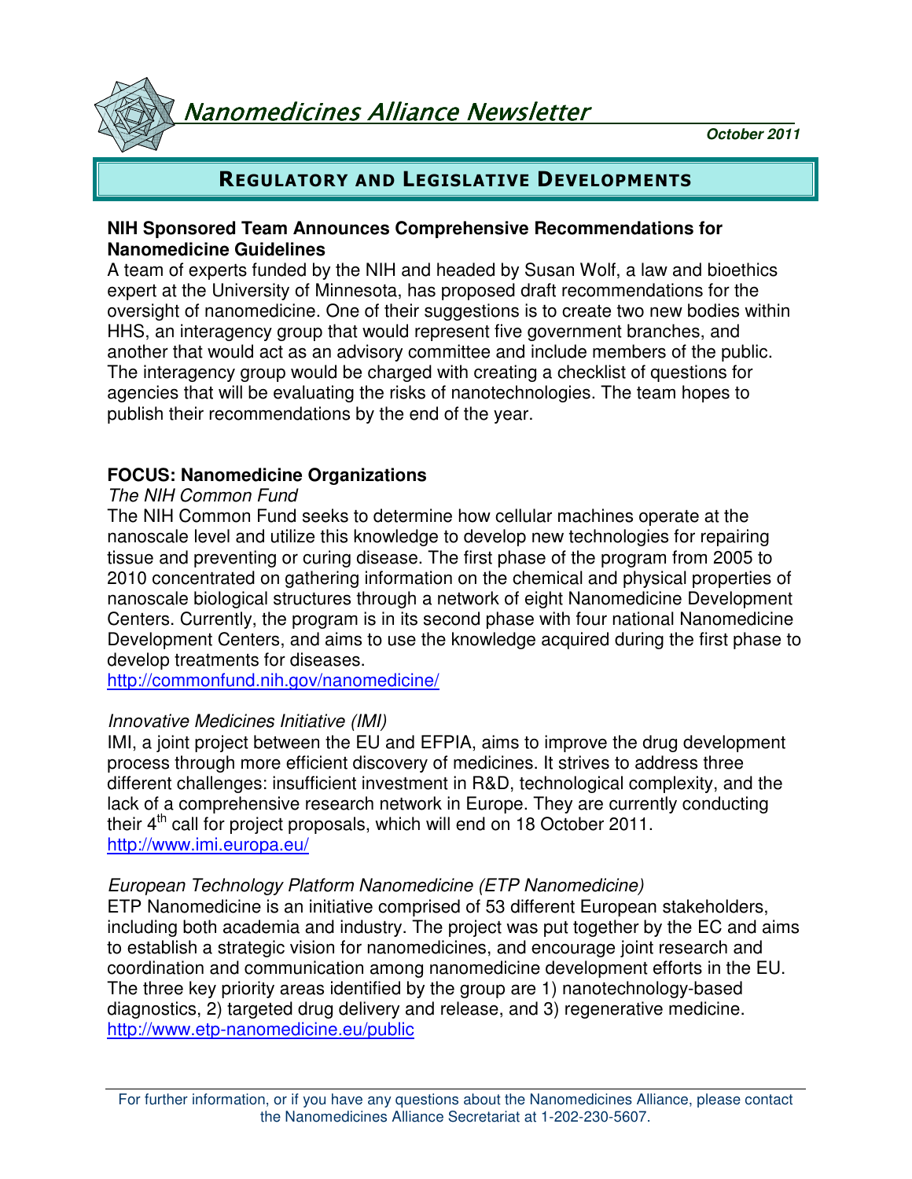# Nanomedicines Alliance Newsletter

**October 2011**

## Regulatory and Legislative Developments

**NIH Sponsored Team Announces Comprehensive Recommendations for Nanomedicine Guidelines**

A team of experts funded by the NIH and headed by Susan Wolf, a law and bioethics expert at the University of Minnesota, has proposed draft recommendations for the oversight of nanomedicine. One of their suggestions is to create two new bodies within HHS, an interagency group that would represent five government branches, and another that would act as an advisory committee and include members of the public. The interagency group would be charged with creating a checklist of questions for agencies that will be evaluating the risks of nanotechnologies. The team hopes to publish their recommendations by the end of the year.

**FOCUS: Nanomedicine Organizations**

*The NIH Common Fund*

The NIH Common Fund seeks to determine how cellular machines operate at the nanoscale level and utilize this knowledge to develop new technologies for repairing tissue and preventing or curing disease. The first phase of the program from 2005 to 2010 concentrated on gathering information on the chemical and physical properties of nanoscale biological structures through a network of eight Nanomedicine Development Centers. Currently, the program is in its second phase with four national Nanomedicine Development Centers, and aims to use the knowledge acquired during the first phase to develop treatments for diseases.

http://commonfund.nih.gov/nanomedicine/

*Innovative Medicines Initiative (IMI)*

IMI, a joint project between the EU and EFPIA, aims to improve the drug development process through more efficient discovery of medicines. It strives to address three different challenges: insufficient investment in R&D, technological complexity, and the lack of a comprehensive research network in Europe. They are currently conducting their 4th call for project proposals, which will end on 18 October 2011.

http://www.imi.europa.eu/

*European Technology Platform Nanomedicine (ETP Nanomedicine)*

ETP Nanomedicine is an initiative comprised of 53 different European stakeholders, including both academia and industry. The project was put together by the EC and aims to establish a strategic vision for nanomedicines, and encourage joint research and coordination and communication among nanomedicine development efforts in the EU. The three key priority areas identified by the group are 1) nanotechnology-based diagnostics, 2) targeted drug delivery and release, and 3) regenerative medicine.

http://www.etp-nanomedicine.eu/public

For further information, or if you have any questions about the Nanomedicines Alliance, please contact the Nanomedicines Alliance Secretariat at 1-202-230-5607.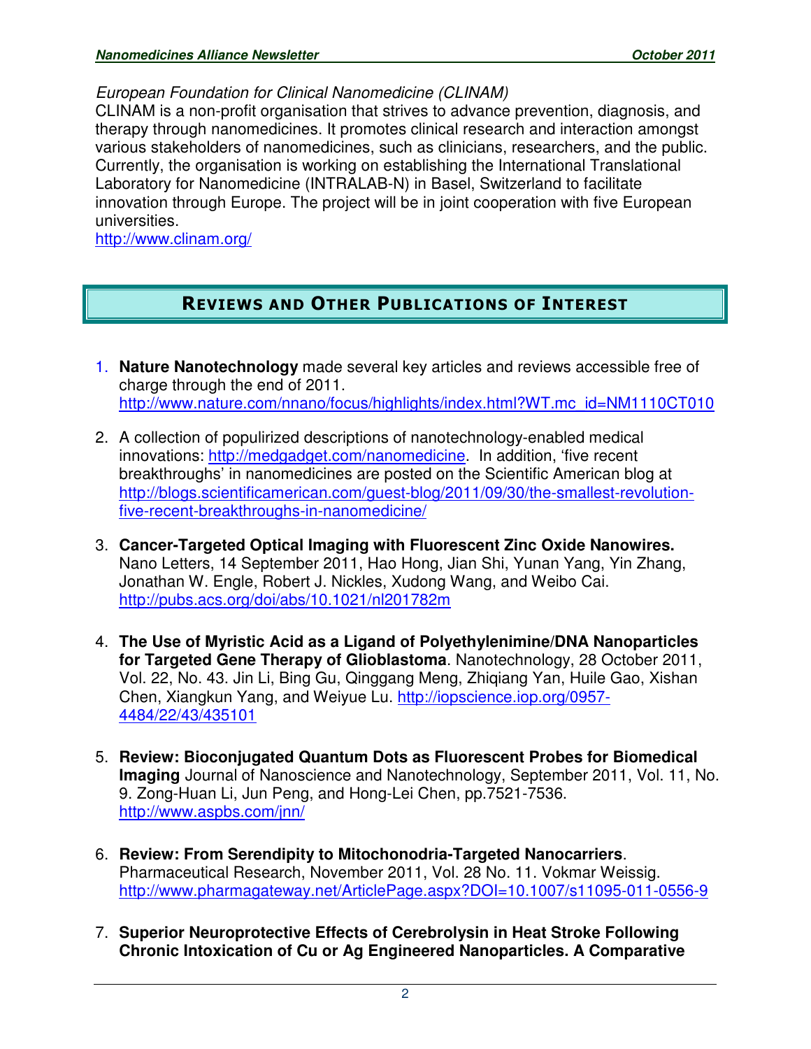*European Foundation for Clinical Nanomedicine (CLINAM)*

CLINAM is a non-profit organisation that strives to advance prevention, diagnosis, and therapy through nanomedicines. It promotes clinical research and interaction amongst various stakeholders of nanomedicines, such as clinicians, researchers, and the public. Currently, the organisation is working on establishing the International Translational Laboratory for Nanomedicine (INTRALAB-N) in Basel, Switzerland to facilitate innovation through Europe. The project will be in joint cooperation with five European universities.

http://www.clinam.org/

## REVIEWS AND OTHER PUBLICATIONS OF INTEREST

1. **Nature Nanotechnology** made several key articles and reviews accessible free of charge through the end of 2011. http://www.nature.com/nnano/focus/highlights/index.html?WT.mc_id=NM1110CT010

2. A collection of populirized descriptions of nanotechnology-enabled medical innovations: http://medgadget.com/nanomedicine. In addition, 'five recent breakthroughs' in nanomedicines are posted on the Scientific American blog at http://blogs.scientificamerican.com/guest-blog/2011/09/30/the-smallest-revolution-five-recent-breakthroughs-in-nanomedicine/

3. **Cancer-Targeted Optical Imaging with Fluorescent Zinc Oxide Nanowires.** Nano Letters, 14 September 2011, Hao Hong, Jian Shi, Yunan Yang, Yin Zhang, Jonathan W. Engle, Robert J. Nickles, Xudong Wang, and Weibo Cai. http://pubs.acs.org/doi/abs/10.1021/nl201782m

4. **The Use of Myristic Acid as a Ligand of Polyethylenimine/DNA Nanoparticles for Targeted Gene Therapy of Glioblastoma**. Nanotechnology, 28 October 2011, Vol. 22, No. 43. Jin Li, Bing Gu, Qinggang Meng, Zhiqiang Yan, Huile Gao, Xishan Chen, Xiangkun Yang, and Weiyue Lu. http://iopscience.iop.org/0957-4484/22/43/435101

5. **Review: Bioconjugated Quantum Dots as Fluorescent Probes for Biomedical Imaging** Journal of Nanoscience and Nanotechnology, September 2011, Vol. 11, No. 9. Zong-Huan Li, Jun Peng, and Hong-Lei Chen, pp.7521-7536. http://www.aspbs.com/jnn/

6. **Review: From Serendipity to Mitochonodria-Targeted Nanocarriers**. Pharmaceutical Research, November 2011, Vol. 28 No. 11. Vokmar Weissig. http://www.pharmagateway.net/ArticlePage.aspx?DOI=10.1007/s11095-011-0556-9

7. **Superior Neuroprotective Effects of Cerebrolysin in Heat Stroke Following Chronic Intoxication of Cu or Ag Engineered Nanoparticles. A Comparative**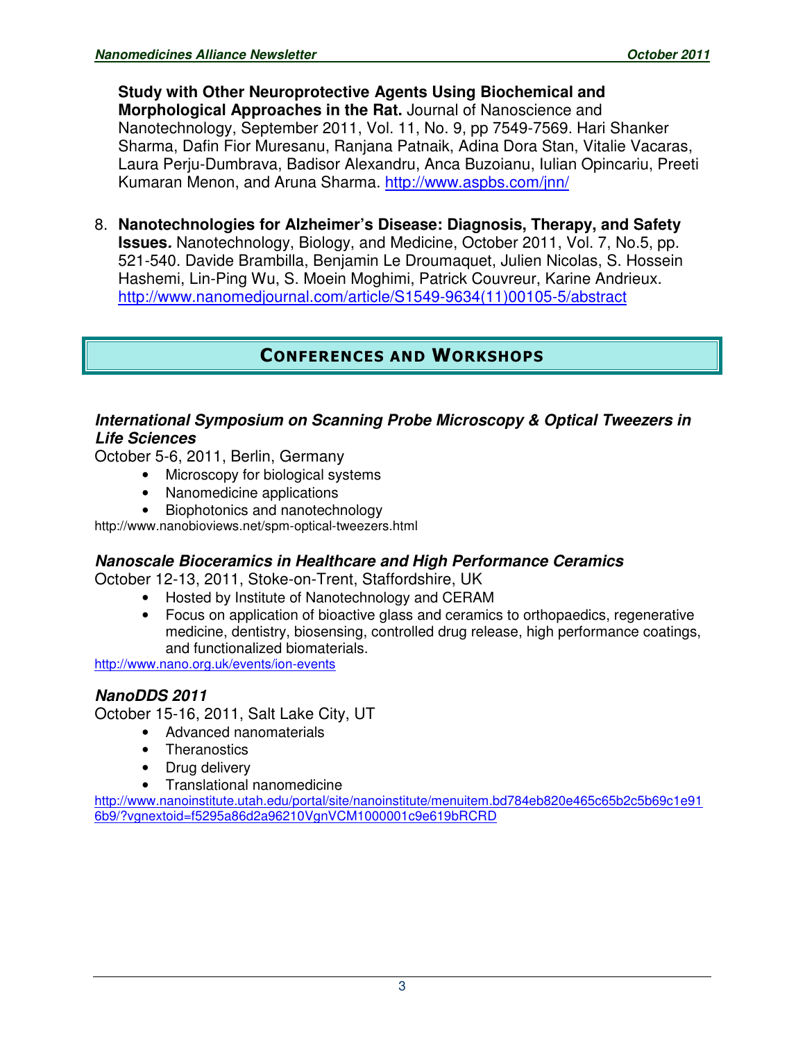**Study with Other Neuroprotective Agents Using Biochemical and Morphological Approaches in the Rat.** Journal of Nanoscience and Nanotechnology, September 2011, Vol. 11, No. 9, pp 7549-7569. Hari Shanker Sharma, Dafin Fior Muresanu, Ranjana Patnaik, Adina Dora Stan, Vitalie Vacaras, Laura Perju-Dumbrava, Badisor Alexandru, Anca Buzoianu, Iulian Opincariu, Preeti Kumaran Menon, and Aruna Sharma. http://www.aspbs.com/jnn/

8. **Nanotechnologies for Alzheimer's Disease: Diagnosis, Therapy, and Safety Issues.** Nanotechnology, Biology, and Medicine, October 2011, Vol. 7, No.5, pp. 521-540. Davide Brambilla, Benjamin Le Droumaquet, Julien Nicolas, S. Hossein Hashemi, Lin-Ping Wu, S. Moein Moghimi, Patrick Couvreur, Karine Andrieux. http://www.nanomedjournal.com/article/S1549-9634(11)00105-5/abstract

## Conferences and Workshops

### *International Symposium on Scanning Probe Microscopy & Optical Tweezers in Life Sciences*

October 5-6, 2011, Berlin, Germany

- Microscopy for biological systems
- Nanomedicine applications
- Biophotonics and nanotechnology

http://www.nanobioviews.net/spm-optical-tweezers.html

### *Nanoscale Bioceramics in Healthcare and High Performance Ceramics*

October 12-13, 2011, Stoke-on-Trent, Staffordshire, UK

- Hosted by Institute of Nanotechnology and CERAM
- Focus on application of bioactive glass and ceramics to orthopaedics, regenerative medicine, dentistry, biosensing, controlled drug release, high performance coatings, and functionalized biomaterials.

http://www.nano.org.uk/events/ion-events

### *NanoDDS 2011*

October 15-16, 2011, Salt Lake City, UT

- Advanced nanomaterials
- Theranostics
- Drug delivery
- Translational nanomedicine

http://www.nanoinstitute.utah.edu/portal/site/nanoinstitute/menuitem.bd784eb820e465c65b2c5b69c1e916b9/?vgnextoid=f5295a86d2a96210VgnVCM1000001c9e619bRCRD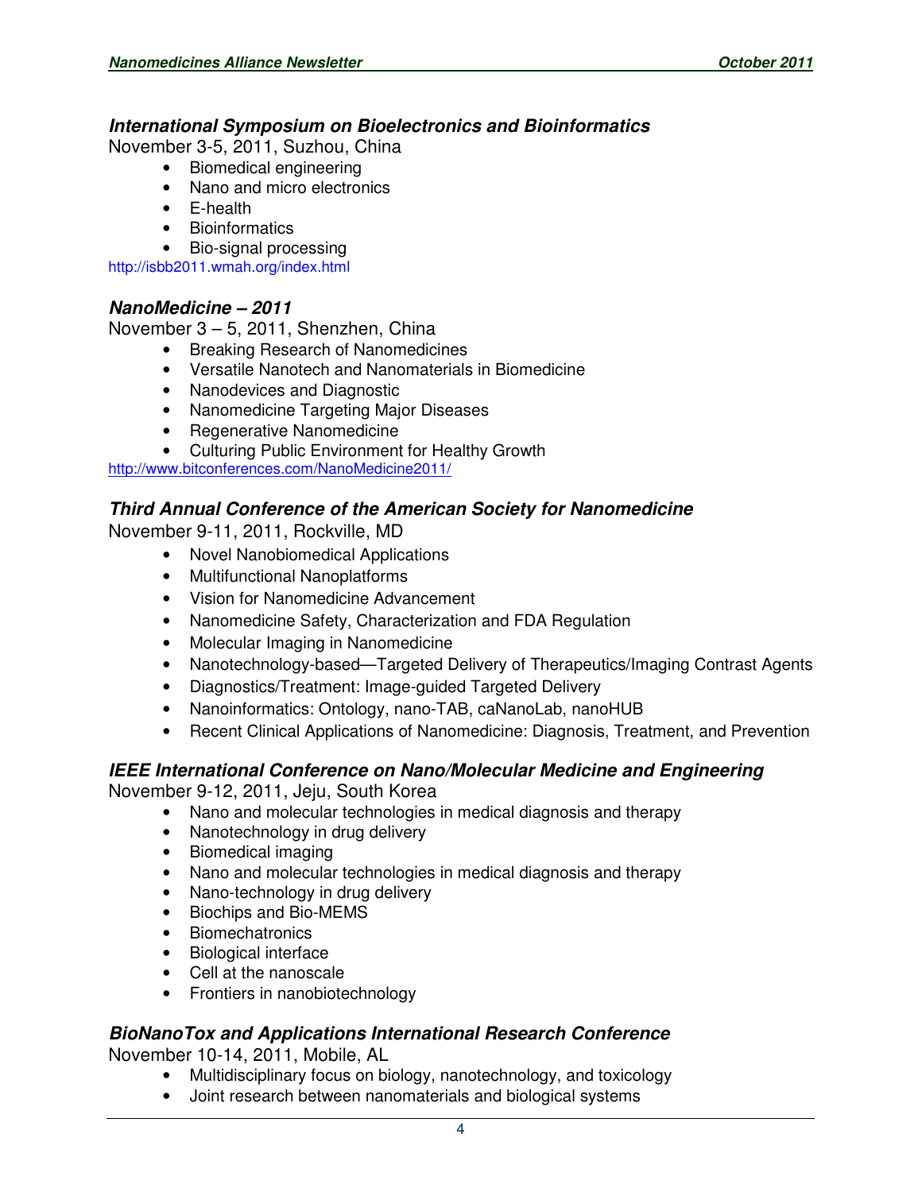### *International Symposium on Bioelectronics and Bioinformatics*

November 3-5, 2011, Suzhou, China

- Biomedical engineering
- Nano and micro electronics
- E-health
- Bioinformatics
- Bio-signal processing

http://isbb2011.wmah.org/index.html

### *NanoMedicine – 2011*

November 3 – 5, 2011, Shenzhen, China

- Breaking Research of Nanomedicines
- Versatile Nanotech and Nanomaterials in Biomedicine
- Nanodevices and Diagnostic
- Nanomedicine Targeting Major Diseases
- Regenerative Nanomedicine
- Culturing Public Environment for Healthy Growth

http://www.bitconferences.com/NanoMedicine2011/

### *Third Annual Conference of the American Society for Nanomedicine*

November 9-11, 2011, Rockville, MD

- Novel Nanobiomedical Applications
- Multifunctional Nanoplatforms
- Vision for Nanomedicine Advancement
- Nanomedicine Safety, Characterization and FDA Regulation
- Molecular Imaging in Nanomedicine
- Nanotechnology-based—Targeted Delivery of Therapeutics/Imaging Contrast Agents
- Diagnostics/Treatment: Image-guided Targeted Delivery
- Nanoinformatics: Ontology, nano-TAB, caNanoLab, nanoHUB
- Recent Clinical Applications of Nanomedicine: Diagnosis, Treatment, and Prevention

### *IEEE International Conference on Nano/Molecular Medicine and Engineering*

November 9-12, 2011, Jeju, South Korea

- Nano and molecular technologies in medical diagnosis and therapy
- Nanotechnology in drug delivery
- Biomedical imaging
- Nano and molecular technologies in medical diagnosis and therapy
- Nano-technology in drug delivery
- Biochips and Bio-MEMS
- Biomechatronics
- Biological interface
- Cell at the nanoscale
- Frontiers in nanobiotechnology

### *BioNanoTox and Applications International Research Conference*

November 10-14, 2011, Mobile, AL

- Multidisciplinary focus on biology, nanotechnology, and toxicology
- Joint research between nanomaterials and biological systems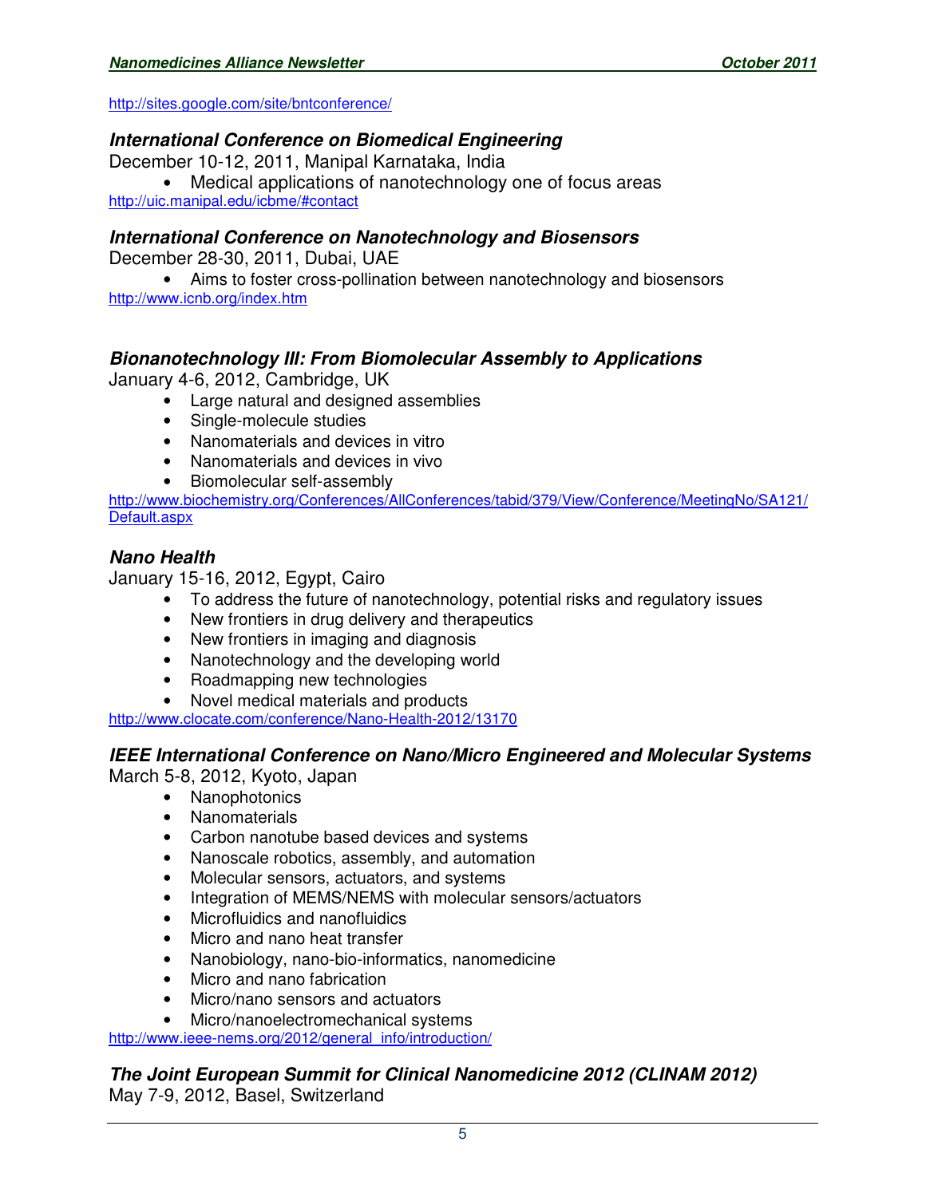http://sites.google.com/site/bntconference/

### *International Conference on Biomedical Engineering*

December 10-12, 2011, Manipal Karnataka, India

- Medical applications of nanotechnology one of focus areas

http://uic.manipal.edu/icbme/#contact

### *International Conference on Nanotechnology and Biosensors*

December 28-30, 2011, Dubai, UAE

- Aims to foster cross-pollination between nanotechnology and biosensors

http://www.icnb.org/index.htm

### *Bionanotechnology III: From Biomolecular Assembly to Applications*

January 4-6, 2012, Cambridge, UK

- Large natural and designed assemblies
- Single-molecule studies
- Nanomaterials and devices in vitro
- Nanomaterials and devices in vivo
- Biomolecular self-assembly

http://www.biochemistry.org/Conferences/AllConferences/tabid/379/View/Conference/MeetingNo/SA121/Default.aspx

### *Nano Health*

January 15-16, 2012, Egypt, Cairo

- To address the future of nanotechnology, potential risks and regulatory issues
- New frontiers in drug delivery and therapeutics
- New frontiers in imaging and diagnosis
- Nanotechnology and the developing world
- Roadmapping new technologies
- Novel medical materials and products

http://www.clocate.com/conference/Nano-Health-2012/13170

### *IEEE International Conference on Nano/Micro Engineered and Molecular Systems*

March 5-8, 2012, Kyoto, Japan

- Nanophotonics
- Nanomaterials
- Carbon nanotube based devices and systems
- Nanoscale robotics, assembly, and automation
- Molecular sensors, actuators, and systems
- Integration of MEMS/NEMS with molecular sensors/actuators
- Microfluidics and nanofluidics
- Micro and nano heat transfer
- Nanobiology, nano-bio-informatics, nanomedicine
- Micro and nano fabrication
- Micro/nano sensors and actuators
- Micro/nanoelectromechanical systems

http://www.ieee-nems.org/2012/general_info/introduction/

### *The Joint European Summit for Clinical Nanomedicine 2012 (CLINAM 2012)*

May 7-9, 2012, Basel, Switzerland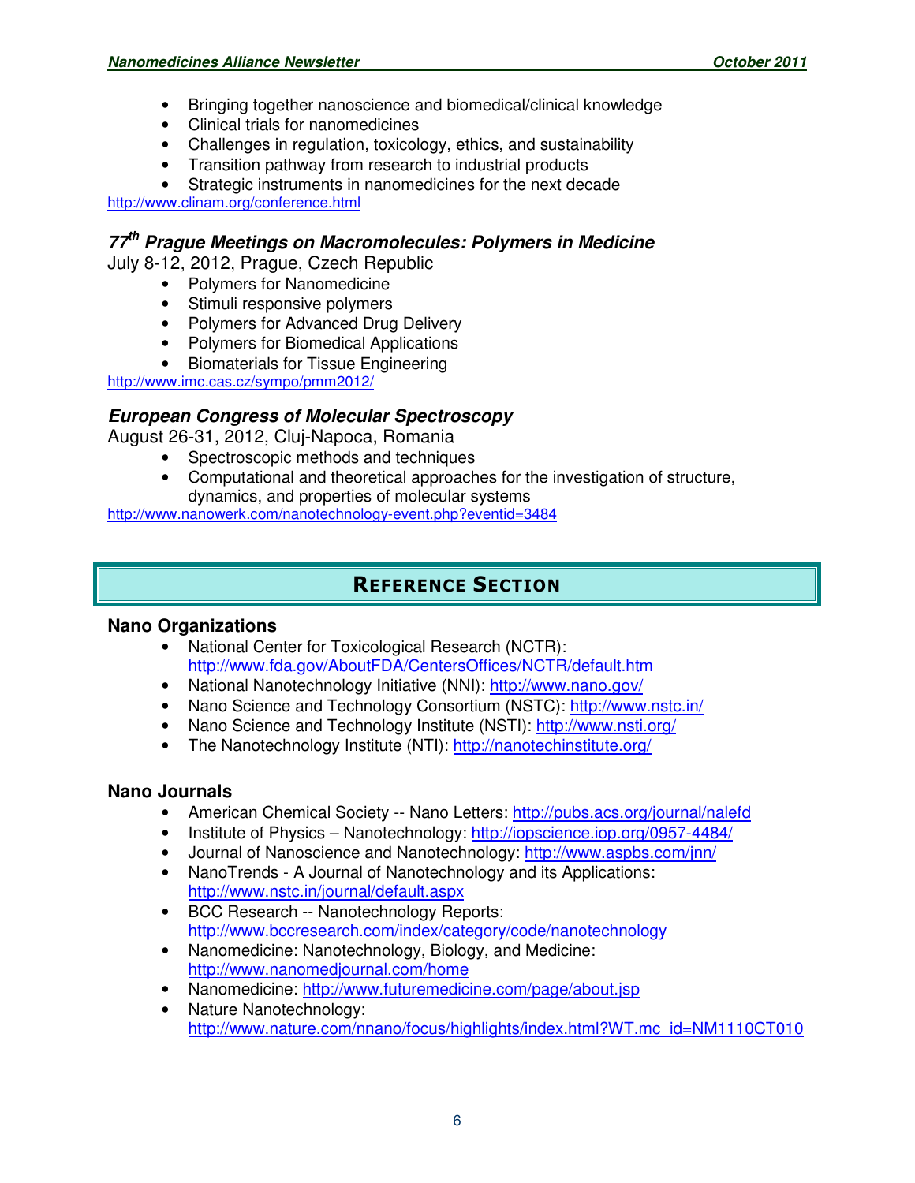- Bringing together nanoscience and biomedical/clinical knowledge
- Clinical trials for nanomedicines
- Challenges in regulation, toxicology, ethics, and sustainability
- Transition pathway from research to industrial products
- Strategic instruments in nanomedicines for the next decade

http://www.clinam.org/conference.html

### *77th Prague Meetings on Macromolecules: Polymers in Medicine*

July 8-12, 2012, Prague, Czech Republic

- Polymers for Nanomedicine
- Stimuli responsive polymers
- Polymers for Advanced Drug Delivery
- Polymers for Biomedical Applications
- Biomaterials for Tissue Engineering

http://www.imc.cas.cz/sympo/pmm2012/

### *European Congress of Molecular Spectroscopy*

August 26-31, 2012, Cluj-Napoca, Romania

- Spectroscopic methods and techniques
- Computational and theoretical approaches for the investigation of structure, dynamics, and properties of molecular systems

http://www.nanowerk.com/nanotechnology-event.php?eventid=3484

## Reference Section

### Nano Organizations

- National Center for Toxicological Research (NCTR): http://www.fda.gov/AboutFDA/CentersOffices/NCTR/default.htm
- National Nanotechnology Initiative (NNI): http://www.nano.gov/
- Nano Science and Technology Consortium (NSTC): http://www.nstc.in/
- Nano Science and Technology Institute (NSTI): http://www.nsti.org/
- The Nanotechnology Institute (NTI): http://nanotechinstitute.org/

### Nano Journals

- American Chemical Society -- Nano Letters: http://pubs.acs.org/journal/nalefd
- Institute of Physics – Nanotechnology: http://iopscience.iop.org/0957-4484/
- Journal of Nanoscience and Nanotechnology: http://www.aspbs.com/jnn/
- NanoTrends - A Journal of Nanotechnology and its Applications: http://www.nstc.in/journal/default.aspx
- BCC Research -- Nanotechnology Reports: http://www.bccresearch.com/index/category/code/nanotechnology
- Nanomedicine: Nanotechnology, Biology, and Medicine: http://www.nanomedjournal.com/home
- Nanomedicine: http://www.futuremedicine.com/page/about.jsp
- Nature Nanotechnology: http://www.nature.com/nnano/focus/highlights/index.html?WT.mc_id=NM1110CT010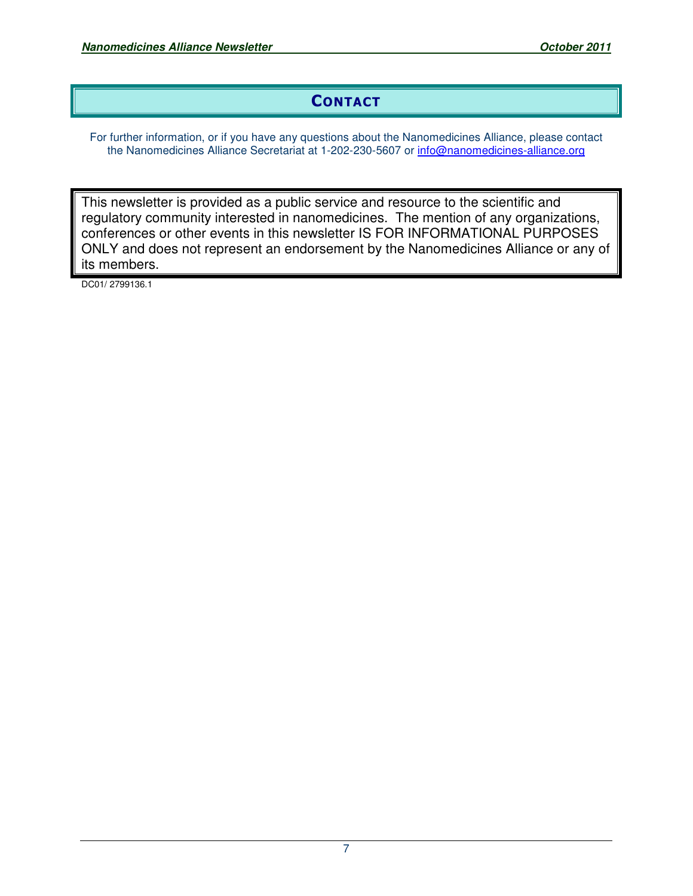## Contact

For further information, or if you have any questions about the Nanomedicines Alliance, please contact the Nanomedicines Alliance Secretariat at 1-202-230-5607 or info@nanomedicines-alliance.org

This newsletter is provided as a public service and resource to the scientific and regulatory community interested in nanomedicines. The mention of any organizations, conferences or other events in this newsletter IS FOR INFORMATIONAL PURPOSES ONLY and does not represent an endorsement by the Nanomedicines Alliance or any of its members.

DC01/ 2799136.1